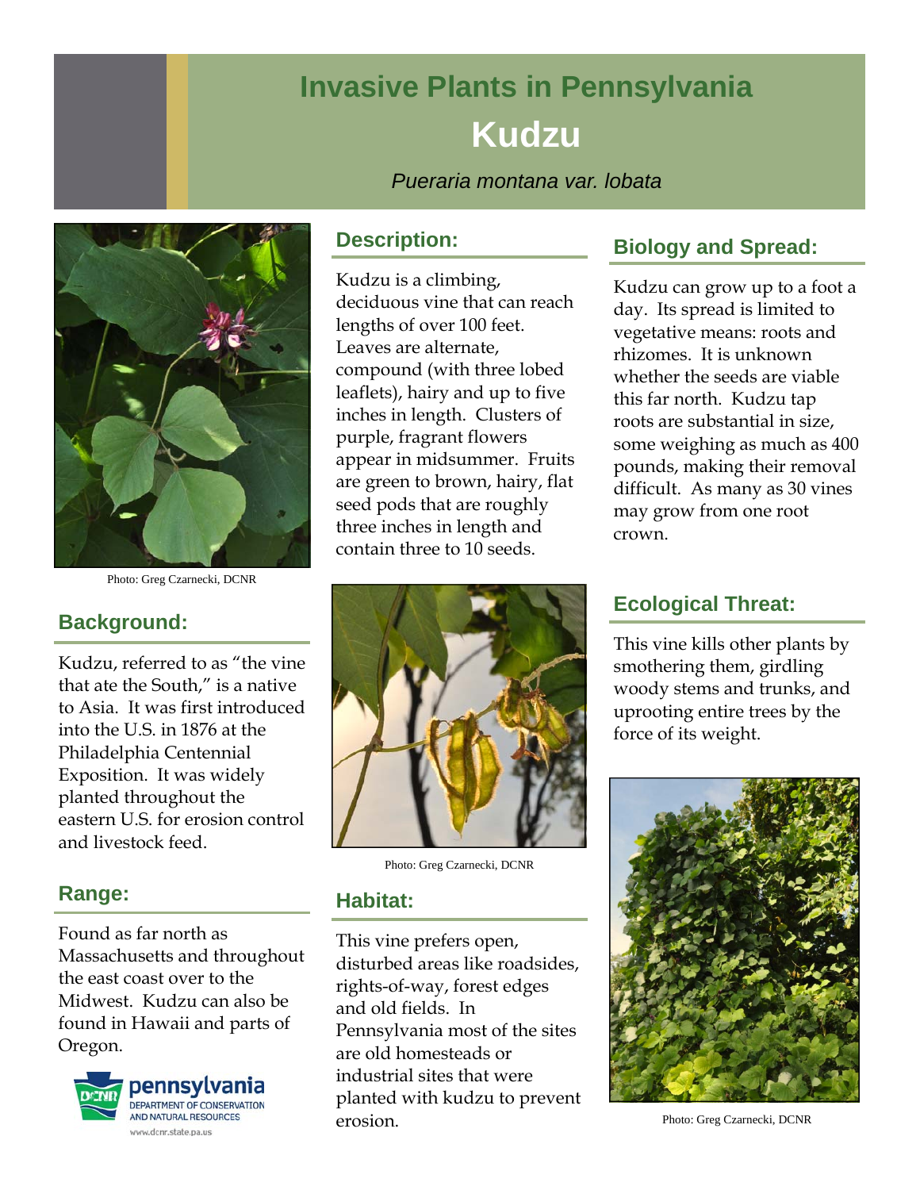# Invasive Plants in Pennsylvania

# Kudzu

*Pueraria montana var. lobata*

Photo: Greg Czarnecki, DCNR

## Description:

Kudzu is a climbing, deciduous vine that can reach lengths of over 100 feet. Leaves are alternate, compound (with three lobed leaflets), hairy and up to five inches in length. Clusters of purple, fragrant flowers appear in midsummer. Fruits are green to brown, hairy, flat seed pods that are roughly three inches in length and contain three to 10 seeds.

## Biology and Spread:

Kudzu can grow up to a foot a day. Its spread is limited to vegetative means: roots and rhizomes. It is unknown whether the seeds are viable this far north. Kudzu tap roots are substantial in size, some weighing as much as 400 pounds, making their removal difficult. As many as 30 vines may grow from one root crown.

## Background:

Kudzu, referred to as "the vine that ate the South," is a native to Asia. It was first introduced into the U.S. in 1876 at the Philadelphia Centennial Exposition. It was widely planted throughout the eastern U.S. for erosion control and livestock feed.

Photo: Greg Czarnecki, DCNR

## Ecological Threat:

This vine kills other plants by smothering them, girdling woody stems and trunks, and uprooting entire trees by the force of its weight.

## Range:

Found as far north as Massachusetts and throughout the east coast over to the Midwest. Kudzu can also be found in Hawaii and parts of Oregon.

## Habitat:

This vine prefers open, disturbed areas like roadsides, rights-of-way, forest edges and old fields. In Pennsylvania most of the sites are old homesteads or industrial sites that were planted with kudzu to prevent erosion.

Photo: Greg Czarnecki, DCNR

pennsylvania DEPARTMENT OF CONSERVATION AND NATURAL RESOURCES

www.dcnr.state.pa.us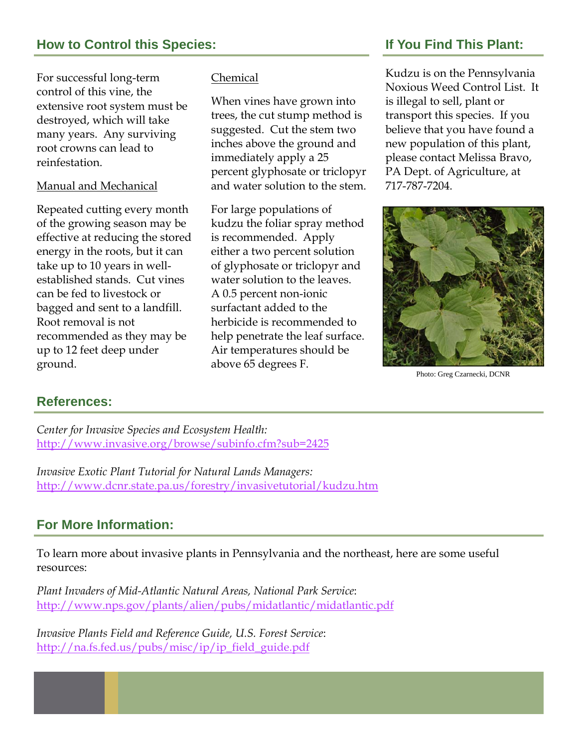## How to Control this Species:

For successful long-term control of this vine, the extensive root system must be destroyed, which will take many years. Any surviving root crowns can lead to reinfestation.

Manual and Mechanical

Repeated cutting every month of the growing season may be effective at reducing the stored energy in the roots, but it can take up to 10 years in well-established stands. Cut vines can be fed to livestock or bagged and sent to a landfill. Root removal is not recommended as they may be up to 12 feet deep under ground.

Chemical

When vines have grown into trees, the cut stump method is suggested. Cut the stem two inches above the ground and immediately apply a 25 percent glyphosate or triclopyr and water solution to the stem.

For large populations of kudzu the foliar spray method is recommended. Apply either a two percent solution of glyphosate or triclopyr and water solution to the leaves. A 0.5 percent non-ionic surfactant added to the herbicide is recommended to help penetrate the leaf surface. Air temperatures should be above 65 degrees F.

## If You Find This Plant:

Kudzu is on the Pennsylvania Noxious Weed Control List. It is illegal to sell, plant or transport this species. If you believe that you have found a new population of this plant, please contact Melissa Bravo, PA Dept. of Agriculture, at 717-787-7204.

Photo: Greg Czarnecki, DCNR

## References:

*Center for Invasive Species and Ecosystem Health:*
http://www.invasive.org/browse/subinfo.cfm?sub=2425

*Invasive Exotic Plant Tutorial for Natural Lands Managers:*
http://www.dcnr.state.pa.us/forestry/invasivetutorial/kudzu.htm

## For More Information:

To learn more about invasive plants in Pennsylvania and the northeast, here are some useful resources:

*Plant Invaders of Mid-Atlantic Natural Areas, National Park Service*:
http://www.nps.gov/plants/alien/pubs/midatlantic/midatlantic.pdf

*Invasive Plants Field and Reference Guide, U.S. Forest Service*:
http://na.fs.fed.us/pubs/misc/ip/ip_field_guide.pdf